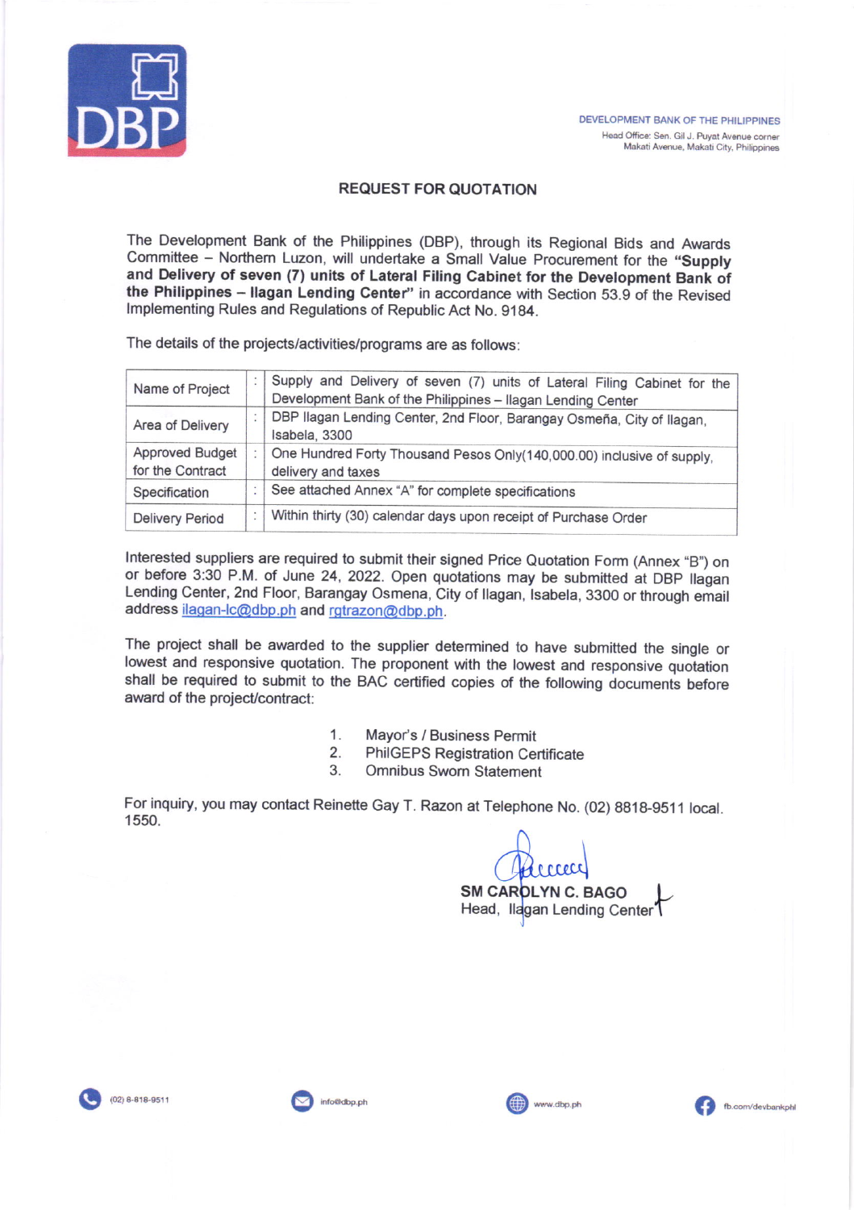DEVELOPMENT BANK OF THE PHILIPPINES
Head Office: Sen. Gil J. Puyat Avenue corner
Makati Avenue, Makati City, Philippines

## REQUEST FOR QUOTATION

The Development Bank of the Philippines (DBP), through its Regional Bids and Awards Committee – Northern Luzon, will undertake a Small Value Procurement for the **"Supply and Delivery of seven (7) units of Lateral Filing Cabinet for the Development Bank of the Philippines – Ilagan Lending Center"** in accordance with Section 53.9 of the Revised Implementing Rules and Regulations of Republic Act No. 9184.

The details of the projects/activities/programs are as follows:

| | | |
|---|---|---|
| Name of Project | : | Supply and Delivery of seven (7) units of Lateral Filing Cabinet for the Development Bank of the Philippines – Ilagan Lending Center |
| Area of Delivery | : | DBP Ilagan Lending Center, 2nd Floor, Barangay Osmeña, City of Ilagan, Isabela, 3300 |
| Approved Budget for the Contract | : | One Hundred Forty Thousand Pesos Only(140,000.00) inclusive of supply, delivery and taxes |
| Specification | : | See attached Annex "A" for complete specifications |
| Delivery Period | : | Within thirty (30) calendar days upon receipt of Purchase Order |

Interested suppliers are required to submit their signed Price Quotation Form (Annex "B") on or before 3:30 P.M. of June 24, 2022. Open quotations may be submitted at DBP Ilagan Lending Center, 2nd Floor, Barangay Osmena, City of Ilagan, Isabela, 3300 or through email address ilagan-lc@dbp.ph and rgtrazon@dbp.ph.

The project shall be awarded to the supplier determined to have submitted the single or lowest and responsive quotation. The proponent with the lowest and responsive quotation shall be required to submit to the BAC certified copies of the following documents before award of the project/contract:

1. Mayor's / Business Permit
2. PhilGEPS Registration Certificate
3. Omnibus Sworn Statement

For inquiry, you may contact Reinette Gay T. Razon at Telephone No. (02) 8818-9511 local. 1550.

**SM CAROLYN C. BAGO**
Head, Ilagan Lending Center

(02) 8-818-9511 | info@dbp.ph | www.dbp.ph | fb.com/devbankphl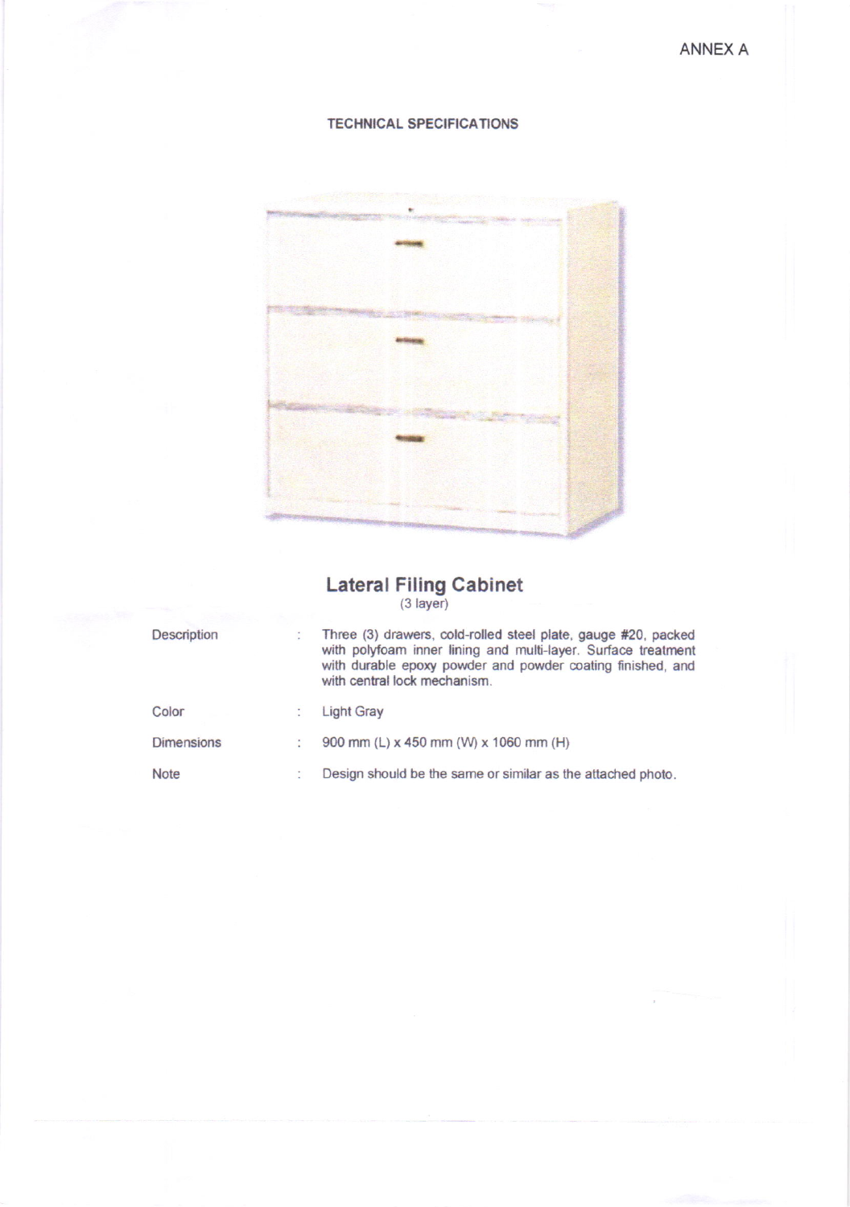ANNEX A

## TECHNICAL SPECIFICATIONS

## Lateral Filing Cabinet

(3 layer)

| | | |
|---|---|---|
| Description | : | Three (3) drawers, cold-rolled steel plate, gauge #20, packed with polyfoam inner lining and multi-layer. Surface treatment with durable epoxy powder and powder coating finished, and with central lock mechanism. |
| Color | : | Light Gray |
| Dimensions | : | 900 mm (L) x 450 mm (W) x 1060 mm (H) |
| Note | : | Design should be the same or similar as the attached photo. |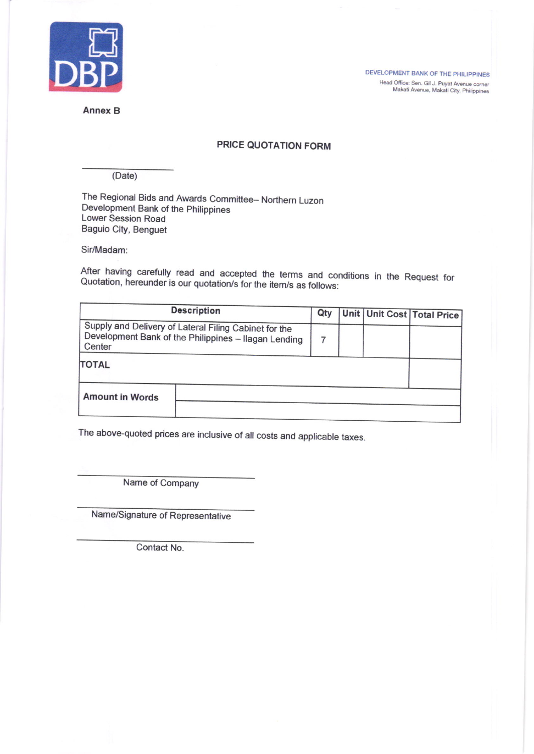DEVELOPMENT BANK OF THE PHILIPPINES
Head Office: Sen. Gil J. Puyat Avenue corner Makati Avenue, Makati City, Philippines

**Annex B**

## PRICE QUOTATION FORM

\_\_\_\_\_\_\_\_\_\_\_\_\_\_\_\_\_\_
(Date)

The Regional Bids and Awards Committee– Northern Luzon
Development Bank of the Philippines
Lower Session Road
Baguio City, Benguet

Sir/Madam:

After having carefully read and accepted the terms and conditions in the Request for Quotation, hereunder is our quotation/s for the item/s as follows:

| Description | Qty | Unit | Unit Cost | Total Price |
|---|---|---|---|---|
| Supply and Delivery of Lateral Filing Cabinet for the Development Bank of the Philippines – Ilagan Lending Center | 7 | | | |
| **TOTAL** | | | | |
| **Amount in Words** | | | | |

The above-quoted prices are inclusive of all costs and applicable taxes.

\_\_\_\_\_\_\_\_\_\_\_\_\_\_\_\_\_\_\_\_\_\_\_\_\_\_\_\_\_\_
Name of Company

\_\_\_\_\_\_\_\_\_\_\_\_\_\_\_\_\_\_\_\_\_\_\_\_\_\_\_\_\_\_
Name/Signature of Representative

\_\_\_\_\_\_\_\_\_\_\_\_\_\_\_\_\_\_\_\_\_\_\_\_\_\_\_\_\_\_
Contact No.